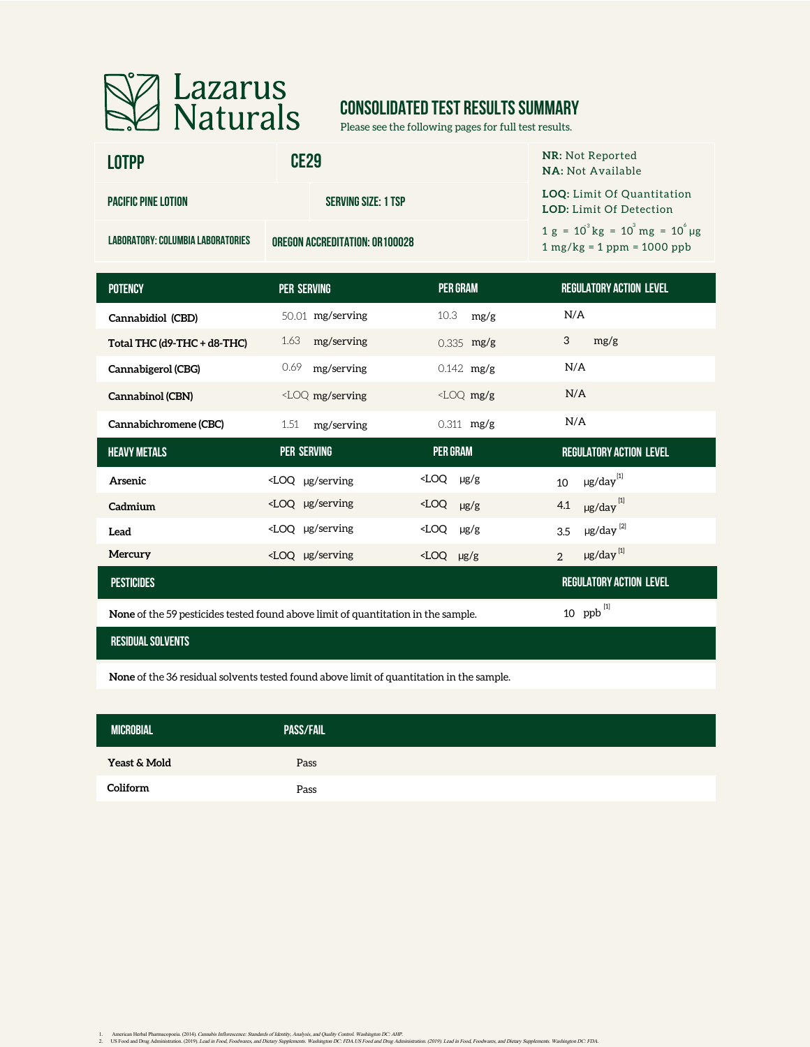# Lazarus Naturals

## CONSOLIDATED TEST RESULTS SUMMARY

Please see the following pages for full test results.

| LOTPP | CE29 | |
|---|---|---|
| PACIFIC PINE LOTION | SERVING SIZE: 1 TSP | |
| LABORATORY: COLUMBIA LABORATORIES | OREGON ACCREDITATION: OR100028 | |

**NR:** Not Reported
**NA:** Not Available

**LOQ:** Limit Of Quantitation
**LOD:** Limit Of Detection

$1\ g = 10^{3} kg = 10^{3} mg = 10^{6} \mu g$
1 mg/kg = 1 ppm = 1000 ppb

| POTENCY | PER SERVING | PER GRAM | REGULATORY ACTION LEVEL |
|---|---|---|---|
| **Cannabidiol (CBD)** | 50.01 mg/serving | 10.3 mg/g | N/A |
| **Total THC (d9-THC + d8-THC)** | 1.63 mg/serving | 0.335 mg/g | 3 mg/g |
| **Cannabigerol (CBG)** | 0.69 mg/serving | 0.142 mg/g | N/A |
| **Cannabinol (CBN)** | <LOQ mg/serving | <LOQ mg/g | N/A |
| **Cannabichromene (CBC)** | 1.51 mg/serving | 0.311 mg/g | N/A |

| HEAVY METALS | PER SERVING | PER GRAM | REGULATORY ACTION LEVEL |
|---|---|---|---|
| **Arsenic** | <LOQ µg/serving | <LOQ µg/g | 10 µg/day [1] |
| **Cadmium** | <LOQ µg/serving | <LOQ µg/g | 4.1 µg/day [1] |
| **Lead** | <LOQ µg/serving | <LOQ µg/g | 3.5 µg/day [2] |
| **Mercury** | <LOQ µg/serving | <LOQ µg/g | 2 µg/day [1] |

| PESTICIDES | REGULATORY ACTION LEVEL |
|---|---|
| **None** of the 59 pesticides tested found above limit of quantitation in the sample. | 10 ppb [1] |

| RESIDUAL SOLVENTS |
|---|
| **None** of the 36 residual solvents tested found above limit of quantitation in the sample. |

| MICROBIAL | PASS/FAIL |
|---|---|
| **Yeast & Mold** | Pass |
| **Coliform** | Pass |

1. American Herbal Pharmacopoeia. (2014). *Cannabis Inflorescence: Standards of Identity, Analysis, and Quality Control.* Washington DC: AHP.
2. US Food and Drug Administration. (2019). *Lead in Food, Foodwares, and Dietary Supplements.* Washington DC: FDA.US Food and Drug Administration. (2019). *Lead in Food, Foodwares, and Dietary Supplements.* Washington DC: FDA.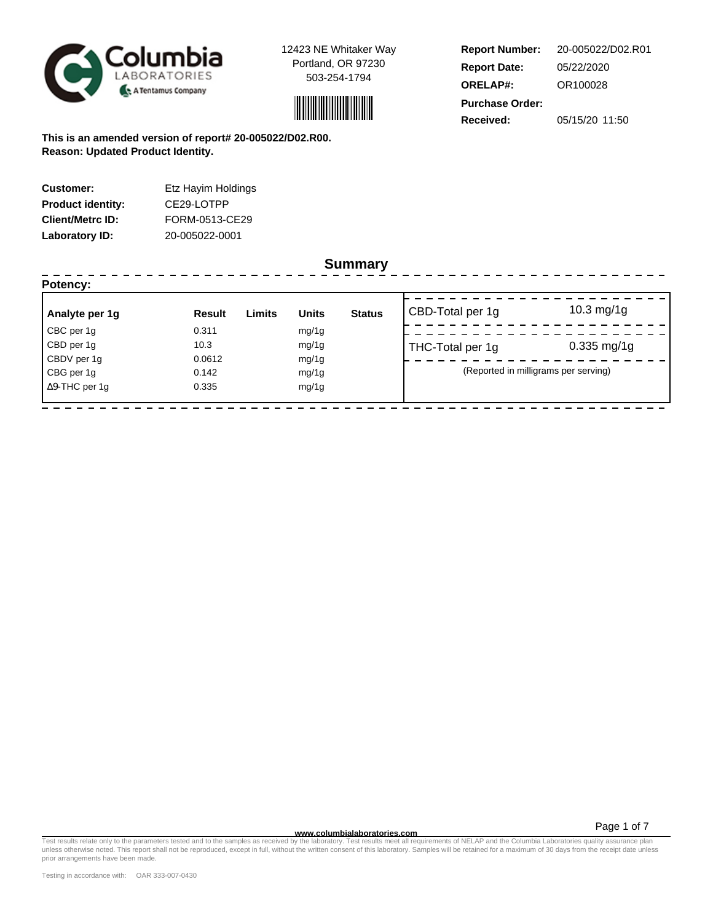Columbia Laboratories
A Tentamus Company

12423 NE Whitaker Way
Portland, OR 97230
503-254-1794

| | |
|---|---|
| **Report Number:** | 20-005022/D02.R01 |
| **Report Date:** | 05/22/2020 |
| **ORELAP#:** | OR100028 |
| **Purchase Order:** | |
| **Received:** | 05/15/20 11:50 |

**This is an amended version of report# 20-005022/D02.R00.**
**Reason: Updated Product Identity.**

| | |
|---|---|
| **Customer:** | Etz Hayim Holdings |
| **Product identity:** | CE29-LOTPP |
| **Client/Metrc ID:** | FORM-0513-CE29 |
| **Laboratory ID:** | 20-005022-0001 |

## Summary

**Potency:**

| Analyte per 1g | Result | Limits | Units | Status |
|---|---|---|---|---|
| CBC per 1g | 0.311 | | mg/1g | |
| CBD per 1g | 10.3 | | mg/1g | |
| CBDV per 1g | 0.0612 | | mg/1g | |
| CBG per 1g | 0.142 | | mg/1g | |
| Δ9-THC per 1g | 0.335 | | mg/1g | |

| | |
|---|---|
| CBD-Total per 1g | 10.3 mg/1g |
| THC-Total per 1g | 0.335 mg/1g |

(Reported in milligrams per serving)

www.columbialaboratories.com

Test results relate only to the parameters tested and to the samples as received by the laboratory. Test results meet all requirements of NELAP and the Columbia Laboratories quality assurance plan unless otherwise noted. This report shall not be reproduced, except in full, without the written consent of this laboratory. Samples will be retained for a maximum of 30 days from the receipt date unless prior arrangements have been made.

Testing in accordance with: OAR 333-007-0430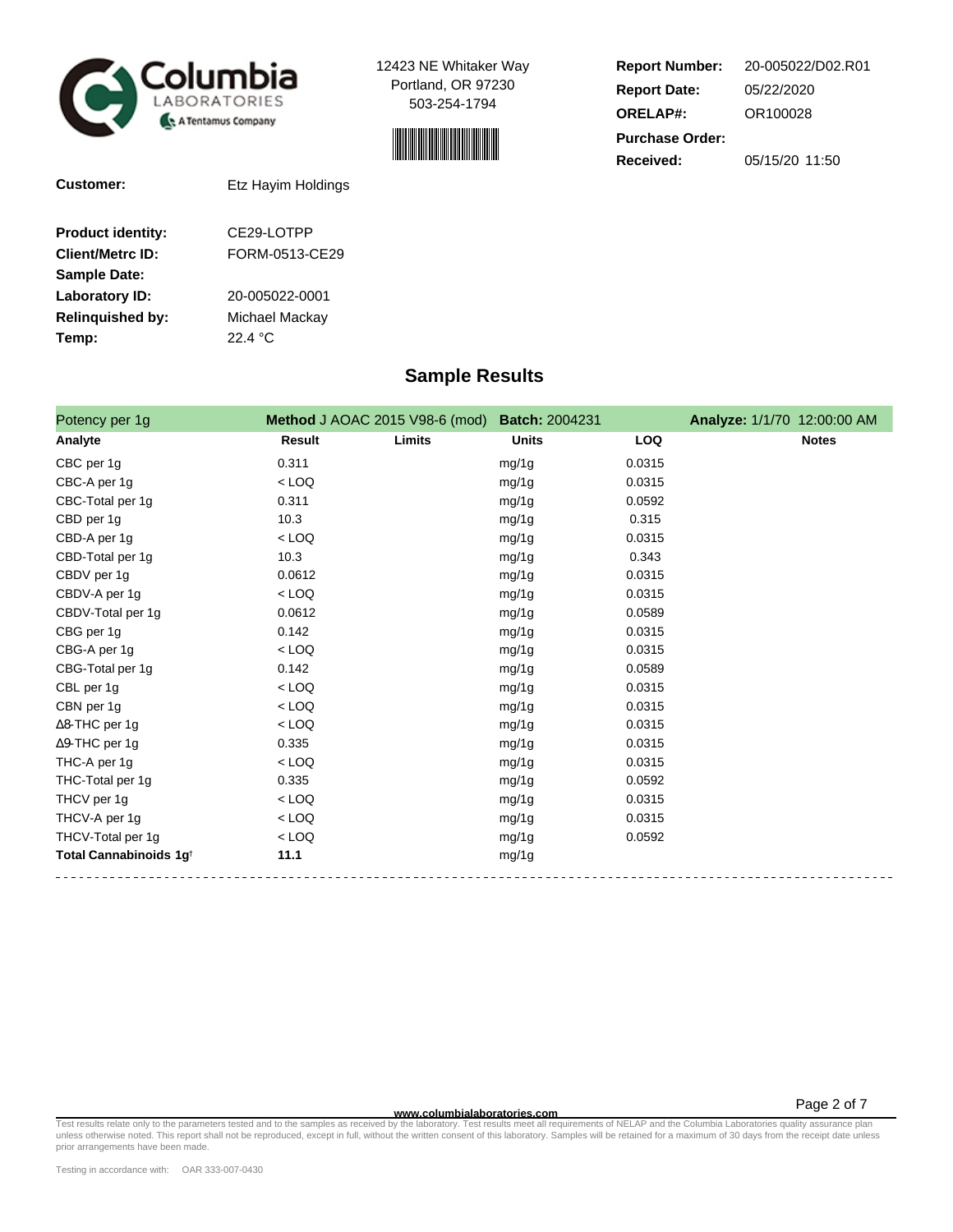Columbia LABORATORIES — A Tentamus Company

12423 NE Whitaker Way
Portland, OR 97230
503-254-1794

| | |
|---|---|
| **Report Number:** | 20-005022/D02.R01 |
| **Report Date:** | 05/22/2020 |
| **ORELAP#:** | OR100028 |
| **Purchase Order:** | |
| **Received:** | 05/15/20 11:50 |

| | |
|---|---|
| **Customer:** | Etz Hayim Holdings |
| **Product identity:** | CE29-LOTPP |
| **Client/Metrc ID:** | FORM-0513-CE29 |
| **Sample Date:** | |
| **Laboratory ID:** | 20-005022-0001 |
| **Relinquished by:** | Michael Mackay |
| **Temp:** | 22.4 °C |

## Sample Results

| Potency per 1g | **Method** J AOAC 2015 V98-6 (mod) | | **Batch:** 2004231 | | **Analyze:** 1/1/70 12:00:00 AM |
|---|---|---|---|---|---|
| **Analyte** | **Result** | **Limits** | **Units** | **LOQ** | **Notes** |
| CBC per 1g | 0.311 | | mg/1g | 0.0315 | |
| CBC-A per 1g | < LOQ | | mg/1g | 0.0315 | |
| CBC-Total per 1g | 0.311 | | mg/1g | 0.0592 | |
| CBD per 1g | 10.3 | | mg/1g | 0.315 | |
| CBD-A per 1g | < LOQ | | mg/1g | 0.0315 | |
| CBD-Total per 1g | 10.3 | | mg/1g | 0.343 | |
| CBDV per 1g | 0.0612 | | mg/1g | 0.0315 | |
| CBDV-A per 1g | < LOQ | | mg/1g | 0.0315 | |
| CBDV-Total per 1g | 0.0612 | | mg/1g | 0.0589 | |
| CBG per 1g | 0.142 | | mg/1g | 0.0315 | |
| CBG-A per 1g | < LOQ | | mg/1g | 0.0315 | |
| CBG-Total per 1g | 0.142 | | mg/1g | 0.0589 | |
| CBL per 1g | < LOQ | | mg/1g | 0.0315 | |
| CBN per 1g | < LOQ | | mg/1g | 0.0315 | |
| Δ8-THC per 1g | < LOQ | | mg/1g | 0.0315 | |
| Δ9-THC per 1g | 0.335 | | mg/1g | 0.0315 | |
| THC-A per 1g | < LOQ | | mg/1g | 0.0315 | |
| THC-Total per 1g | 0.335 | | mg/1g | 0.0592 | |
| THCV per 1g | < LOQ | | mg/1g | 0.0315 | |
| THCV-A per 1g | < LOQ | | mg/1g | 0.0315 | |
| THCV-Total per 1g | < LOQ | | mg/1g | 0.0592 | |
| **Total Cannabinoids 1g†** | **11.1** | | mg/1g | | |

www.columbialaboratories.com

Test results relate only to the parameters tested and to the samples as received by the laboratory. Test results meet all requirements of NELAP and the Columbia Laboratories quality assurance plan unless otherwise noted. This report shall not be reproduced, except in full, without the written consent of this laboratory. Samples will be retained for a maximum of 30 days from the receipt date unless prior arrangements have been made.

Testing in accordance with: OAR 333-007-0430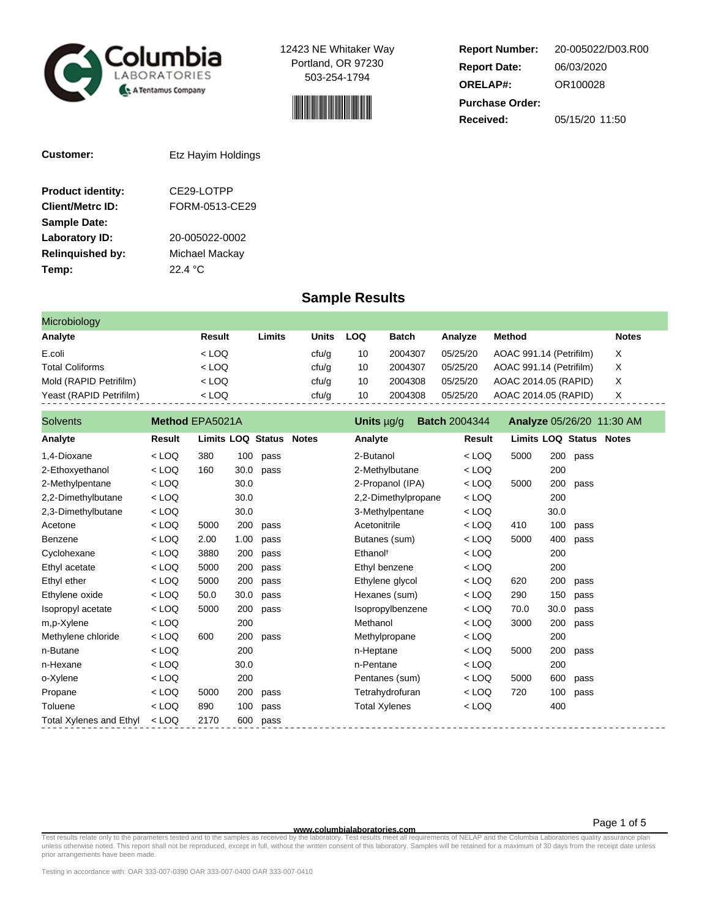Columbia Laboratories — A Tentamus Company

12423 NE Whitaker Way
Portland, OR 97230
503-254-1794

**Report Number:** 20-005022/D03.R00
**Report Date:** 06/03/2020
**ORELAP#:** OR100028
**Purchase Order:**
**Received:** 05/15/20 11:50

**Customer:** Etz Hayim Holdings

**Product identity:** CE29-LOTPP
**Client/Metrc ID:** FORM-0513-CE29
**Sample Date:**
**Laboratory ID:** 20-005022-0002
**Relinquished by:** Michael Mackay
**Temp:** 22.4 °C

## Sample Results

### Microbiology

| Analyte | Result | Limits | Units | LOQ | Batch | Analyze | Method | Notes |
|---|---|---|---|---|---|---|---|---|
| E.coli | < LOQ | | cfu/g | 10 | 2004307 | 05/25/20 | AOAC 991.14 (Petrifilm) | X |
| Total Coliforms | < LOQ | | cfu/g | 10 | 2004307 | 05/25/20 | AOAC 991.14 (Petrifilm) | X |
| Mold (RAPID Petrifilm) | < LOQ | | cfu/g | 10 | 2004308 | 05/25/20 | AOAC 2014.05 (RAPID) | X |
| Yeast (RAPID Petrifilm) | < LOQ | | cfu/g | 10 | 2004308 | 05/25/20 | AOAC 2014.05 (RAPID) | X |

### Solvents

**Method** EPA5021A **Units** µg/g **Batch** 2004344 **Analyze** 05/26/20 11:30 AM

| Analyte | Result | Limits | LOQ | Status | Notes |
|---|---|---|---|---|---|
| 1,4-Dioxane | < LOQ | 380 | 100 | pass | |
| 2-Ethoxyethanol | < LOQ | 160 | 30.0 | pass | |
| 2-Methylpentane | < LOQ | | 30.0 | | |
| 2,2-Dimethylbutane | < LOQ | | 30.0 | | |
| 2,3-Dimethylbutane | < LOQ | | 30.0 | | |
| Acetone | < LOQ | 5000 | 200 | pass | |
| Benzene | < LOQ | 2.00 | 1.00 | pass | |
| Cyclohexane | < LOQ | 3880 | 200 | pass | |
| Ethyl acetate | < LOQ | 5000 | 200 | pass | |
| Ethyl ether | < LOQ | 5000 | 200 | pass | |
| Ethylene oxide | < LOQ | 50.0 | 30.0 | pass | |
| Isopropyl acetate | < LOQ | 5000 | 200 | pass | |
| m,p-Xylene | < LOQ | | 200 | | |
| Methylene chloride | < LOQ | 600 | 200 | pass | |
| n-Butane | < LOQ | | 200 | | |
| n-Hexane | < LOQ | | 30.0 | | |
| o-Xylene | < LOQ | | 200 | | |
| Propane | < LOQ | 5000 | 200 | pass | |
| Toluene | < LOQ | 890 | 100 | pass | |
| Total Xylenes and Ethyl | < LOQ | 2170 | 600 | pass | |
| 2-Butanol | < LOQ | 5000 | 200 | pass | |
| 2-Methylbutane | < LOQ | | 200 | | |
| 2-Propanol (IPA) | < LOQ | 5000 | 200 | pass | |
| 2,2-Dimethylpropane | < LOQ | | 200 | | |
| 3-Methylpentane | < LOQ | | 30.0 | | |
| Acetonitrile | < LOQ | 410 | 100 | pass | |
| Butanes (sum) | < LOQ | 5000 | 400 | pass | |
| Ethanol† | < LOQ | | 200 | | |
| Ethyl benzene | < LOQ | | 200 | | |
| Ethylene glycol | < LOQ | 620 | 200 | pass | |
| Hexanes (sum) | < LOQ | 290 | 150 | pass | |
| Isopropylbenzene | < LOQ | 70.0 | 30.0 | pass | |
| Methanol | < LOQ | 3000 | 200 | pass | |
| Methylpropane | < LOQ | | 200 | | |
| n-Heptane | < LOQ | 5000 | 200 | pass | |
| n-Pentane | < LOQ | | 200 | | |
| Pentanes (sum) | < LOQ | 5000 | 600 | pass | |
| Tetrahydrofuran | < LOQ | 720 | 100 | pass | |
| Total Xylenes | < LOQ | | 400 | | |

www.columbialaboratories.com

Test results relate only to the parameters tested and to the samples as received by the laboratory. Test results meet all requirements of NELAP and the Columbia Laboratories quality assurance plan unless otherwise noted. This report shall not be reproduced, except in full, without the written consent of this laboratory. Samples will be retained for a maximum of 30 days from the receipt date unless prior arrangements have been made.

Testing in accordance with: OAR 333-007-0390 OAR 333-007-0400 OAR 333-007-0410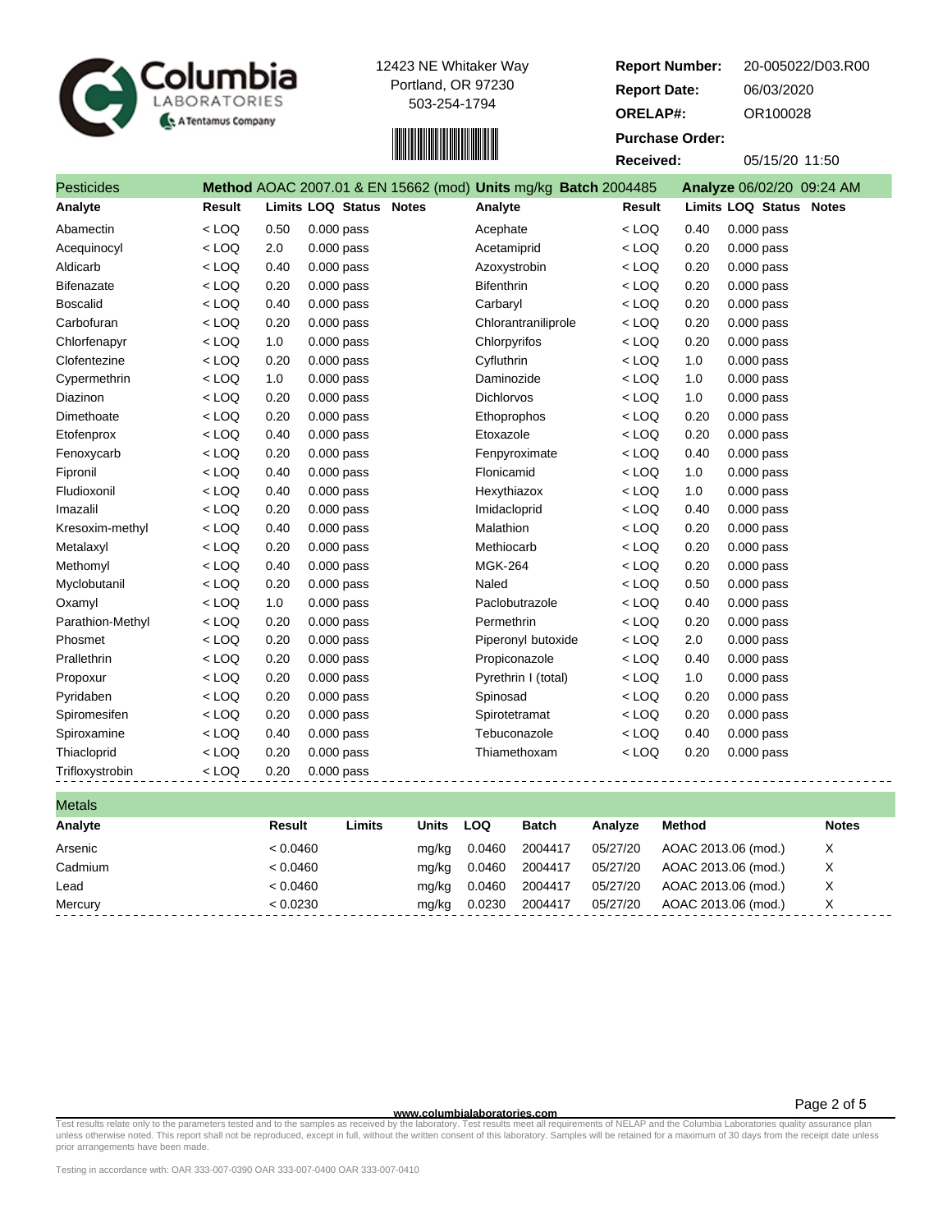Columbia LABORATORIES
A Tentamus Company

12423 NE Whitaker Way
Portland, OR 97230
503-254-1794

| | |
|---|---|
| **Report Number:** | 20-005022/D03.R00 |
| **Report Date:** | 06/03/2020 |
| **ORELAP#:** | OR100028 |
| **Purchase Order:** | |
| **Received:** | 05/15/20 11:50 |

## Pesticides

**Method** AOAC 2007.01 & EN 15662 (mod) **Units** mg/kg **Batch** 2004485 **Analyze** 06/02/20 09:24 AM

| Analyte | Result | Limits | LOQ | Status | Notes | Analyte | Result | Limits | LOQ | Status | Notes |
|---|---|---|---|---|---|---|---|---|---|---|---|
| Abamectin | < LOQ | 0.50 | 0.000 | pass | | Acephate | < LOQ | 0.40 | 0.000 | pass | |
| Acequinocyl | < LOQ | 2.0 | 0.000 | pass | | Acetamiprid | < LOQ | 0.20 | 0.000 | pass | |
| Aldicarb | < LOQ | 0.40 | 0.000 | pass | | Azoxystrobin | < LOQ | 0.20 | 0.000 | pass | |
| Bifenazate | < LOQ | 0.20 | 0.000 | pass | | Bifenthrin | < LOQ | 0.20 | 0.000 | pass | |
| Boscalid | < LOQ | 0.40 | 0.000 | pass | | Carbaryl | < LOQ | 0.20 | 0.000 | pass | |
| Carbofuran | < LOQ | 0.20 | 0.000 | pass | | Chlorantraniliprole | < LOQ | 0.20 | 0.000 | pass | |
| Chlorfenapyr | < LOQ | 1.0 | 0.000 | pass | | Chlorpyrifos | < LOQ | 0.20 | 0.000 | pass | |
| Clofentezine | < LOQ | 0.20 | 0.000 | pass | | Cyfluthrin | < LOQ | 1.0 | 0.000 | pass | |
| Cypermethrin | < LOQ | 1.0 | 0.000 | pass | | Daminozide | < LOQ | 1.0 | 0.000 | pass | |
| Diazinon | < LOQ | 0.20 | 0.000 | pass | | Dichlorvos | < LOQ | 1.0 | 0.000 | pass | |
| Dimethoate | < LOQ | 0.20 | 0.000 | pass | | Ethoprophos | < LOQ | 0.20 | 0.000 | pass | |
| Etofenprox | < LOQ | 0.40 | 0.000 | pass | | Etoxazole | < LOQ | 0.20 | 0.000 | pass | |
| Fenoxycarb | < LOQ | 0.20 | 0.000 | pass | | Fenpyroximate | < LOQ | 0.40 | 0.000 | pass | |
| Fipronil | < LOQ | 0.40 | 0.000 | pass | | Flonicamid | < LOQ | 1.0 | 0.000 | pass | |
| Fludioxonil | < LOQ | 0.40 | 0.000 | pass | | Hexythiazox | < LOQ | 1.0 | 0.000 | pass | |
| Imazalil | < LOQ | 0.20 | 0.000 | pass | | Imidacloprid | < LOQ | 0.40 | 0.000 | pass | |
| Kresoxim-methyl | < LOQ | 0.40 | 0.000 | pass | | Malathion | < LOQ | 0.20 | 0.000 | pass | |
| Metalaxyl | < LOQ | 0.20 | 0.000 | pass | | Methiocarb | < LOQ | 0.20 | 0.000 | pass | |
| Methomyl | < LOQ | 0.40 | 0.000 | pass | | MGK-264 | < LOQ | 0.20 | 0.000 | pass | |
| Myclobutanil | < LOQ | 0.20 | 0.000 | pass | | Naled | < LOQ | 0.50 | 0.000 | pass | |
| Oxamyl | < LOQ | 1.0 | 0.000 | pass | | Paclobutrazole | < LOQ | 0.40 | 0.000 | pass | |
| Parathion-Methyl | < LOQ | 0.20 | 0.000 | pass | | Permethrin | < LOQ | 0.20 | 0.000 | pass | |
| Phosmet | < LOQ | 0.20 | 0.000 | pass | | Piperonyl butoxide | < LOQ | 2.0 | 0.000 | pass | |
| Prallethrin | < LOQ | 0.20 | 0.000 | pass | | Propiconazole | < LOQ | 0.40 | 0.000 | pass | |
| Propoxur | < LOQ | 0.20 | 0.000 | pass | | Pyrethrin I (total) | < LOQ | 1.0 | 0.000 | pass | |
| Pyridaben | < LOQ | 0.20 | 0.000 | pass | | Spinosad | < LOQ | 0.20 | 0.000 | pass | |
| Spiromesifen | < LOQ | 0.20 | 0.000 | pass | | Spirotetramat | < LOQ | 0.20 | 0.000 | pass | |
| Spiroxamine | < LOQ | 0.40 | 0.000 | pass | | Tebuconazole | < LOQ | 0.40 | 0.000 | pass | |
| Thiacloprid | < LOQ | 0.20 | 0.000 | pass | | Thiamethoxam | < LOQ | 0.20 | 0.000 | pass | |
| Trifloxystrobin | < LOQ | 0.20 | 0.000 | pass | | | | | | | |

## Metals

| Analyte | Result | Limits | Units | LOQ | Batch | Analyze | Method | Notes |
|---|---|---|---|---|---|---|---|---|
| Arsenic | < 0.0460 | | mg/kg | 0.0460 | 2004417 | 05/27/20 | AOAC 2013.06 (mod.) | X |
| Cadmium | < 0.0460 | | mg/kg | 0.0460 | 2004417 | 05/27/20 | AOAC 2013.06 (mod.) | X |
| Lead | < 0.0460 | | mg/kg | 0.0460 | 2004417 | 05/27/20 | AOAC 2013.06 (mod.) | X |
| Mercury | < 0.0230 | | mg/kg | 0.0230 | 2004417 | 05/27/20 | AOAC 2013.06 (mod.) | X |

www.columbialaboratories.com

Test results relate only to the parameters tested and to the samples as received by the laboratory. Test results meet all requirements of NELAP and the Columbia Laboratories quality assurance plan unless otherwise noted. This report shall not be reproduced, except in full, without the written consent of this laboratory. Samples will be retained for a maximum of 30 days from the receipt date unless prior arrangements have been made.

Testing in accordance with: OAR 333-007-0390 OAR 333-007-0400 OAR 333-007-0410